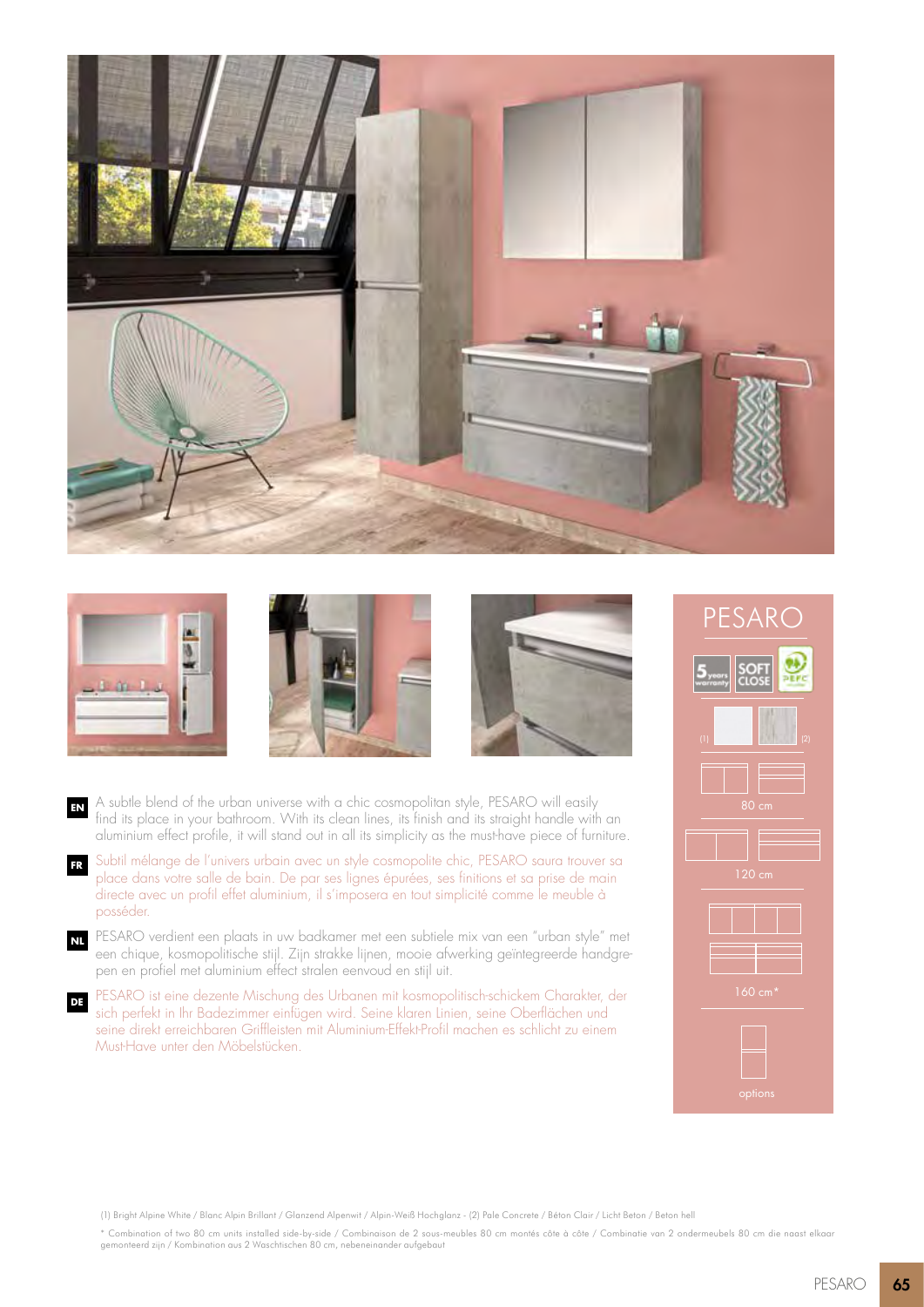# PESARO

5 years warranty | SOFT CLOSE | PEFC

(1) (2)

80 cm

120 cm

160 cm*

options

**EN** A subtle blend of the urban universe with a chic cosmopolitan style, PESARO will easily find its place in your bathroom. With its clean lines, its finish and its straight handle with an aluminium effect profile, it will stand out in all its simplicity as the must-have piece of furniture.

**FR** Subtil mélange de l'univers urbain avec un style cosmopolite chic, PESARO saura trouver sa place dans votre salle de bain. De par ses lignes épurées, ses finitions et sa prise de main directe avec un profil effet aluminium, il s'imposera en tout simplicité comme le meuble à posséder.

**NL** PESARO verdient een plaats in uw badkamer met een subtiele mix van een "urban style" met een chique, kosmopolitische stijl. Zijn strakke lijnen, mooie afwerking geïntegreerde handgrepen en profiel met aluminium effect stralen eenvoud en stijl uit.

**DE** PESARO ist eine dezente Mischung des Urbanen mit kosmopolitisch-schickem Charakter, der sich perfekt in Ihr Badezimmer einfügen wird. Seine klaren Linien, seine Oberflächen und seine direkt erreichbaren Griffleisten mit Aluminium-Effekt-Profil machen es schlicht zu einem Must-Have unter den Möbelstücken.

(1) Bright Alpine White / Blanc Alpin Brillant / Glanzend Alpenwit / Alpin-Weiß Hochglanz - (2) Pale Concrete / Béton Clair / Licht Beton / Beton hell

\* Combination of two 80 cm units installed side-by-side / Combinaison de 2 sous-meubles 80 cm montés côte à côte / Combinatie van 2 ondermeubels 80 cm die naast elkaar gemonteerd zijn / Kombination aus 2 Waschtischen 80 cm, nebeneinander aufgebaut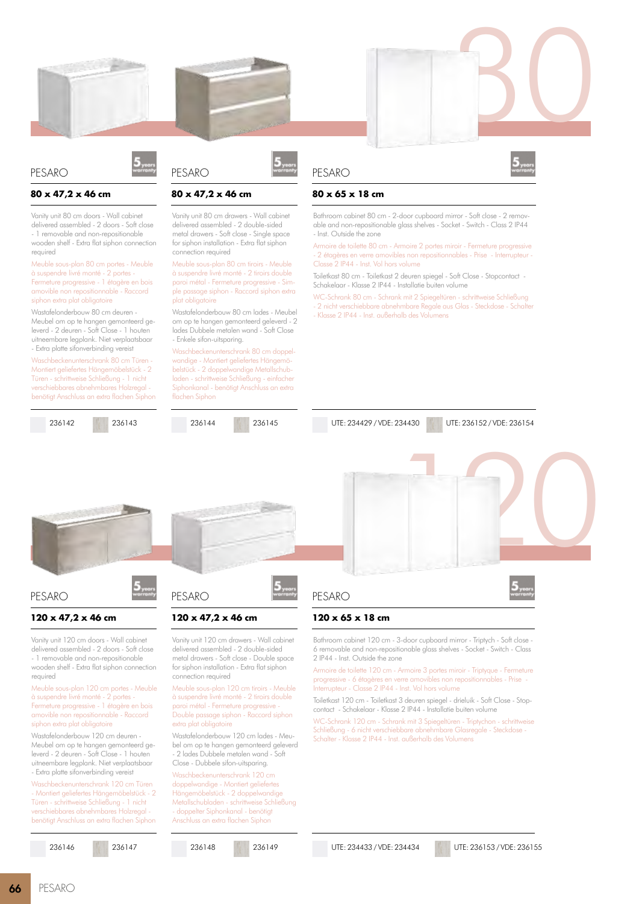## PESARO

### 80 x 47,2 x 46 cm

Vanity unit 80 cm doors - Wall cabinet delivered assembled - 2 doors - Soft close - 1 removable and non-repositionable wooden shelf - Extra flat siphon connection required

Meuble sous-plan 80 cm portes - Meuble à suspendre livré monté - 2 portes - Fermeture progressive - 1 étagère en bois amovible non repositionnable - Raccord siphon extra plat obligatoire

Wastafelonderbouw 80 cm deuren - Meubel om op te hangen gemonteerd geleverd - 2 deuren - Soft Close - 1 houten uitneembare legplank. Niet verplaatsbaar - Extra platte sifonverbinding vereist

Waschbeckenunterschrank 80 cm Türen - Montiert geliefertes Hängemöbelstück - 2 Türen - schrittweise Schließung - 1 nicht verschiebbares abnehmbares Holzregal - benötigt Anschluss an extra flachen Siphon

236142 | 236143

## PESARO

### 80 x 47,2 x 46 cm

Vanity unit 80 cm drawers - Wall cabinet delivered assembled - 2 double-sided metal drawers - Soft close - Single space for siphon installation - Extra flat siphon connection required

Meuble sous-plan 80 cm tiroirs - Meuble à suspendre livré monté - 2 tiroirs double paroi métal - Fermeture progressive - Simple passage siphon - Raccord siphon extra plat obligatoire

Wastafelonderbouw 80 cm lades - Meubel om op te hangen gemonteerd geleverd - 2 lades Dubbele metalen wand - Soft Close - Enkele sifon-uitsparing.

Waschbeckenunterschrank 80 cm doppelwandige - Montiert geliefertes Hängemöbelstück - 2 doppelwandige Metallschubladen - schrittweise Schließung - einfacher Siphonkanal - benötigt Anschluss an extra flachen Siphon

236144 | 236145

## PESARO

### 80 x 65 x 18 cm

Bathroom cabinet 80 cm - 2-door cupboard mirror - Soft close - 2 removable and non-repositionable glass shelves - Socket - Switch - Class 2 IP44 - Inst. Outside the zone

Armoire de toilette 80 cm - Armoire 2 portes miroir - Fermeture progressive - 2 étagères en verre amovibles non repositionnables - Prise - Interrupteur - Classe 2 IP44 - Inst. Vol hors volume

Toiletkast 80 cm - Toiletkast 2 deuren spiegel - Soft Close - Stopcontact - Schakelaar - Klasse 2 IP44 - Installatie buiten volume

WC-Schrank 80 cm - Schrank mit 2 Spiegeltüren - schrittweise Schließung - 2 nicht verschiebbare abnehmbare Regale aus Glas - Steckdose - Schalter - Klasse 2 IP44 - Inst. außerhalb des Volumens

UTE: 234429 / VDE: 234430 | UTE: 236152 / VDE: 236154

## PESARO

### 120 x 47,2 x 46 cm

Vanity unit 120 cm doors - Wall cabinet delivered assembled - 2 doors - Soft close - 1 removable and non-repositionable wooden shelf - Extra flat siphon connection required

Meuble sous-plan 120 cm portes - Meuble à suspendre livré monté - 2 portes - Fermeture progressive - 1 étagère en bois amovible non repositionnable - Raccord siphon extra plat obligatoire

Wastafelonderbouw 120 cm deuren - Meubel om op te hangen gemonteerd geleverd - 2 deuren - Soft Close - 1 houten uitneembare legplank. Niet verplaatsbaar - Extra platte sifonverbinding vereist

Waschbeckenunterschrank 120 cm Türen - Montiert geliefertes Hängemöbelstück - 2 Türen - schrittweise Schließung - 1 nicht verschiebbares abnehmbares Holzregal - benötigt Anschluss an extra flachen Siphon

236146 | 236147

## PESARO

### 120 x 47,2 x 46 cm

Vanity unit 120 cm drawers - Wall cabinet delivered assembled - 2 double-sided metal drawers - Soft close - Double space for siphon installation - Extra flat siphon connection required

Meuble sous-plan 120 cm tiroirs - Meuble à suspendre livré monté - 2 tiroirs double paroi métal - Fermeture progressive - Double passage siphon - Raccord siphon extra plat obligatoire

Wastafelonderbouw 120 cm lades - Meubel om op te hangen gemonteerd geleverd - 2 lades Dubbele metalen wand - Soft Close - Dubbele sifon-uitsparing.

Waschbeckenunterschrank 120 cm doppelwandige - Montiert geliefertes Hängemöbelstück - 2 doppelwandige Metallschubladen - schrittweise Schließung - doppelter Siphonkanal - benötigt Anschluss an extra flachen Siphon

236148 | 236149

## PESARO

### 120 x 65 x 18 cm

Bathroom cabinet 120 cm - 3-door cupboard mirror - Triptych - Soft close - 6 removable and non-repositionable glass shelves - Socket - Switch - Class 2 IP44 - Inst. Outside the zone

Armoire de toilette 120 cm - Armoire 3 portes miroir - Triptyque - Fermeture progressive - 6 étagères en verre amovibles non repositionnables - Prise - Interrupteur - Classe 2 IP44 - Inst. Vol hors volume

Toiletkast 120 cm - Toiletkast 3 deuren spiegel - drieluik - Soft Close - Stopcontact - Schakelaar - Klasse 2 IP44 - Installatie buiten volume

WC-Schrank 120 cm - Schrank mit 3 Spiegeltüren - Triptychon - schrittweise Schließung - 6 nicht verschiebbare abnehmbare Glasregale - Steckdose - Schalter - Klasse 2 IP44 - Inst. außerhalb des Volumens

UTE: 234433 / VDE: 234434 | UTE: 236153 / VDE: 236155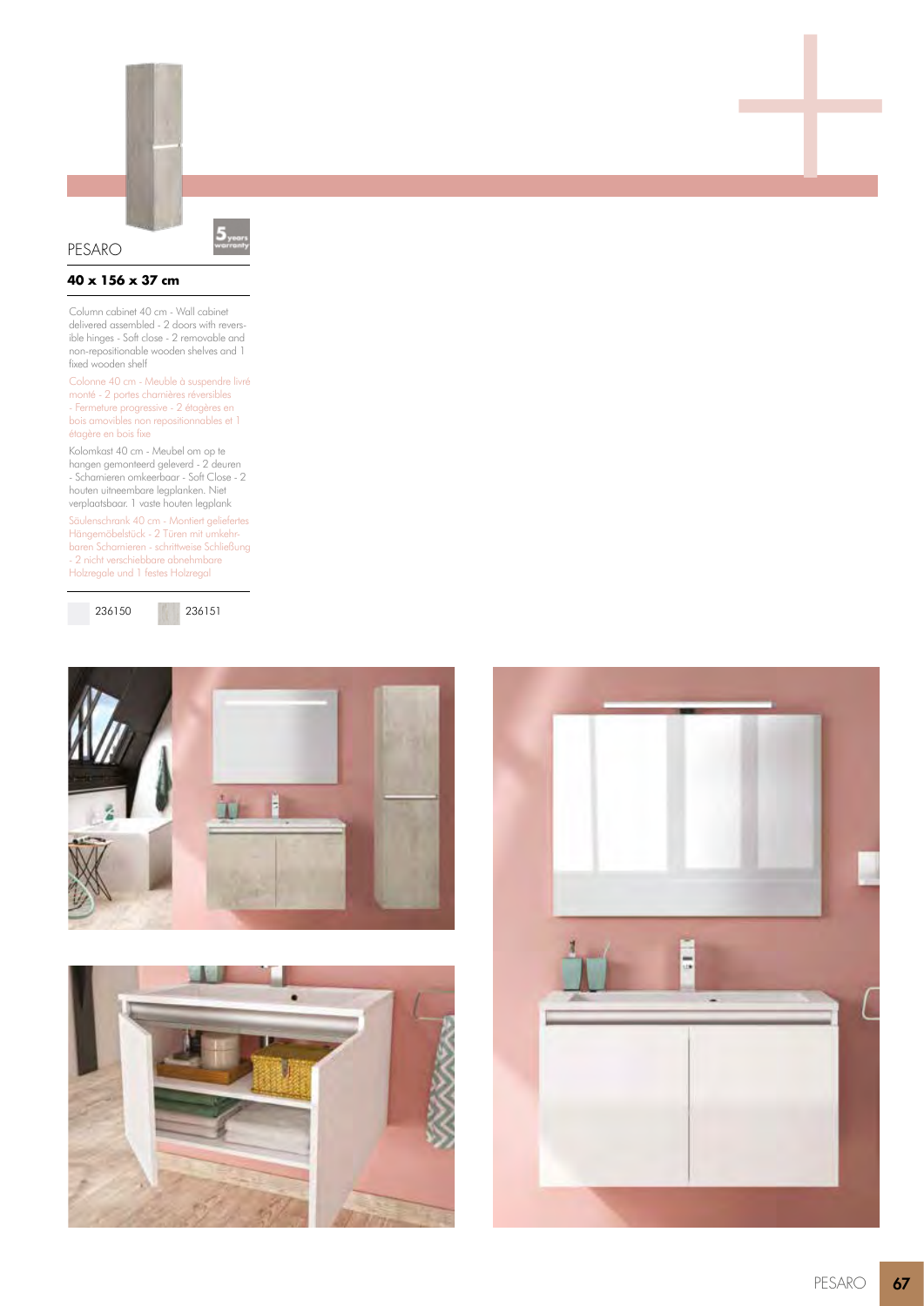## PESARO

**40 x 156 x 37 cm**

Column cabinet 40 cm - Wall cabinet delivered assembled - 2 doors with reversible hinges - Soft close - 2 removable and non-repositionable wooden shelves and 1 fixed wooden shelf

Colonne 40 cm - Meuble à suspendre livré monté - 2 portes charnières réversibles - Fermeture progressive - 2 étagères en bois amovibles non repositionnables et 1 étagère en bois fixe

Kolomkast 40 cm - Meubel om op te hangen gemonteerd geleverd - 2 deuren - Scharnieren omkeerbaar - Soft Close - 2 houten uitneembare legplanken. Niet verplaatsbaar. 1 vaste houten legplank

Säulenschrank 40 cm - Montiert geliefertes Hängemöbelstück - 2 Türen mit umkehrbaren Scharnieren - schrittweise Schließung - 2 nicht verschiebbare abnehmbare Holzregale und 1 festes Holzregal

236150 236151